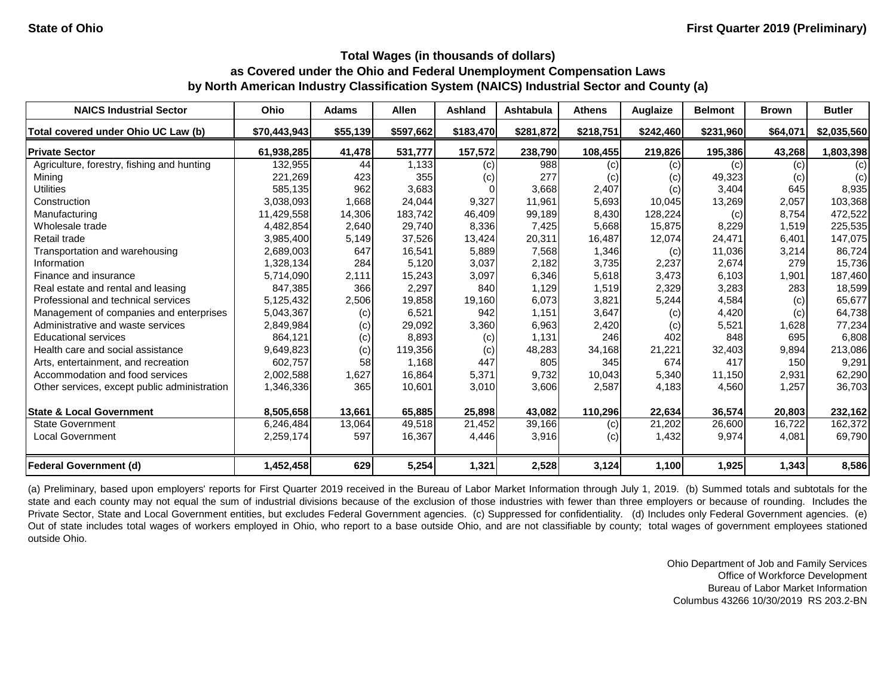State of Ohio

First Quarter 2019 (Preliminary)

## Total Wages (in thousands of dollars) as Covered under the Ohio and Federal Unemployment Compensation Laws by North American Industry Classification System (NAICS) Industrial Sector and County (a)

| NAICS Industrial Sector | Ohio | Adams | Allen | Ashland | Ashtabula | Athens | Auglaize | Belmont | Brown | Butler |
|---|---|---|---|---|---|---|---|---|---|---|
| **Total covered under Ohio UC Law (b)** | **$70,443,943** | **$55,139** | **$597,662** | **$183,470** | **$281,872** | **$218,751** | **$242,460** | **$231,960** | **$64,071** | **$2,035,560** |
| **Private Sector** | **61,938,285** | **41,478** | **531,777** | **157,572** | **238,790** | **108,455** | **219,826** | **195,386** | **43,268** | **1,803,398** |
| Agriculture, forestry, fishing and hunting | 132,955 | 44 | 1,133 | (c) | 988 | (c) | (c) | (c) | (c) | (c) |
| Mining | 221,269 | 423 | 355 | (c) | 277 | (c) | (c) | 49,323 | (c) | (c) |
| Utilities | 585,135 | 962 | 3,683 | 0 | 3,668 | 2,407 | (c) | 3,404 | 645 | 8,935 |
| Construction | 3,038,093 | 1,668 | 24,044 | 9,327 | 11,961 | 5,693 | 10,045 | 13,269 | 2,057 | 103,368 |
| Manufacturing | 11,429,558 | 14,306 | 183,742 | 46,409 | 99,189 | 8,430 | 128,224 | (c) | 8,754 | 472,522 |
| Wholesale trade | 4,482,854 | 2,640 | 29,740 | 8,336 | 7,425 | 5,668 | 15,875 | 8,229 | 1,519 | 225,535 |
| Retail trade | 3,985,400 | 5,149 | 37,526 | 13,424 | 20,311 | 16,487 | 12,074 | 24,471 | 6,401 | 147,075 |
| Transportation and warehousing | 2,689,003 | 647 | 16,541 | 5,889 | 7,568 | 1,346 | (c) | 11,036 | 3,214 | 86,724 |
| Information | 1,328,134 | 284 | 5,120 | 3,037 | 2,182 | 3,735 | 2,237 | 2,674 | 279 | 15,736 |
| Finance and insurance | 5,714,090 | 2,111 | 15,243 | 3,097 | 6,346 | 5,618 | 3,473 | 6,103 | 1,901 | 187,460 |
| Real estate and rental and leasing | 847,385 | 366 | 2,297 | 840 | 1,129 | 1,519 | 2,329 | 3,283 | 283 | 18,599 |
| Professional and technical services | 5,125,432 | 2,506 | 19,858 | 19,160 | 6,073 | 3,821 | 5,244 | 4,584 | (c) | 65,677 |
| Management of companies and enterprises | 5,043,367 | (c) | 6,521 | 942 | 1,151 | 3,647 | (c) | 4,420 | (c) | 64,738 |
| Administrative and waste services | 2,849,984 | (c) | 29,092 | 3,360 | 6,963 | 2,420 | (c) | 5,521 | 1,628 | 77,234 |
| Educational services | 864,121 | (c) | 8,893 | (c) | 1,131 | 246 | 402 | 848 | 695 | 6,808 |
| Health care and social assistance | 9,649,823 | (c) | 119,356 | (c) | 48,283 | 34,168 | 21,221 | 32,403 | 9,894 | 213,086 |
| Arts, entertainment, and recreation | 602,757 | 58 | 1,168 | 447 | 805 | 345 | 674 | 417 | 150 | 9,291 |
| Accommodation and food services | 2,002,588 | 1,627 | 16,864 | 5,371 | 9,732 | 10,043 | 5,340 | 11,150 | 2,931 | 62,290 |
| Other services, except public administration | 1,346,336 | 365 | 10,601 | 3,010 | 3,606 | 2,587 | 4,183 | 4,560 | 1,257 | 36,703 |
| **State & Local Government** | **8,505,658** | **13,661** | **65,885** | **25,898** | **43,082** | **110,296** | **22,634** | **36,574** | **20,803** | **232,162** |
| State Government | 6,246,484 | 13,064 | 49,518 | 21,452 | 39,166 | (c) | 21,202 | 26,600 | 16,722 | 162,372 |
| Local Government | 2,259,174 | 597 | 16,367 | 4,446 | 3,916 | (c) | 1,432 | 9,974 | 4,081 | 69,790 |
| **Federal Government (d)** | **1,452,458** | **629** | **5,254** | **1,321** | **2,528** | **3,124** | **1,100** | **1,925** | **1,343** | **8,586** |

(a) Preliminary, based upon employers' reports for First Quarter 2019 received in the Bureau of Labor Market Information through July 1, 2019. (b) Summed totals and subtotals for the state and each county may not equal the sum of industrial divisions because of the exclusion of those industries with fewer than three employers or because of rounding. Includes the Private Sector, State and Local Government entities, but excludes Federal Government agencies. (c) Suppressed for confidentiality. (d) Includes only Federal Government agencies. (e) Out of state includes total wages of workers employed in Ohio, who report to a base outside Ohio, and are not classifiable by county; total wages of government employees stationed outside Ohio.

Ohio Department of Job and Family Services
Office of Workforce Development
Bureau of Labor Market Information
Columbus 43266 10/30/2019 RS 203.2-BN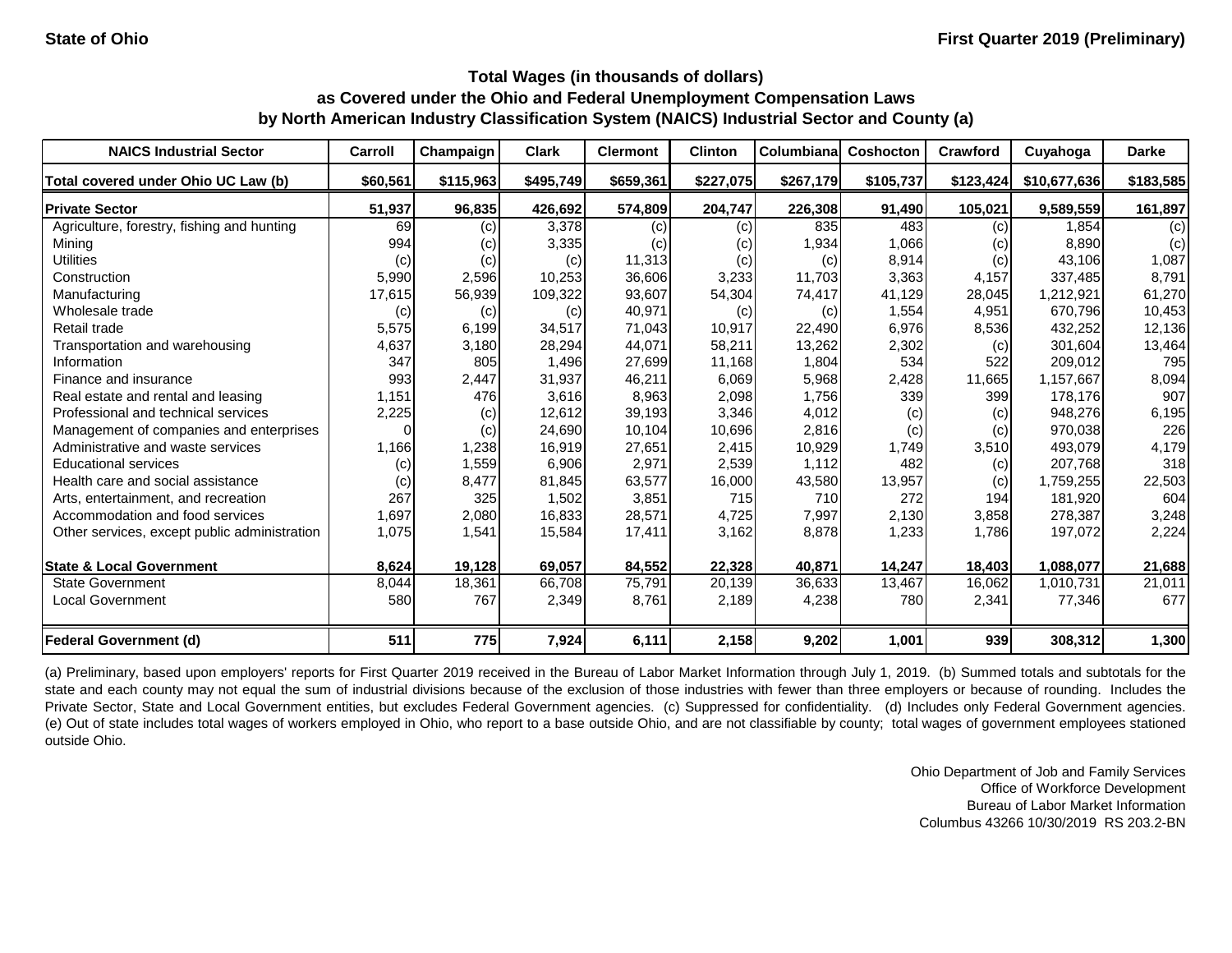**State of Ohio** | **First Quarter 2019 (Preliminary)**

## Total Wages (in thousands of dollars)
## as Covered under the Ohio and Federal Unemployment Compensation Laws
## by North American Industry Classification System (NAICS) Industrial Sector and County (a)

| NAICS Industrial Sector | Carroll | Champaign | Clark | Clermont | Clinton | Columbiana | Coshocton | Crawford | Cuyahoga | Darke |
|---|---|---|---|---|---|---|---|---|---|---|
| **Total covered under Ohio UC Law (b)** | **$60,561** | **$115,963** | **$495,749** | **$659,361** | **$227,075** | **$267,179** | **$105,737** | **$123,424** | **$10,677,636** | **$183,585** |
| **Private Sector** | **51,937** | **96,835** | **426,692** | **574,809** | **204,747** | **226,308** | **91,490** | **105,021** | **9,589,559** | **161,897** |
| Agriculture, forestry, fishing and hunting | 69 | (c) | 3,378 | (c) | (c) | 835 | 483 | (c) | 1,854 | (c) |
| Mining | 994 | (c) | 3,335 | (c) | (c) | 1,934 | 1,066 | (c) | 8,890 | (c) |
| Utilities | (c) | (c) | (c) | 11,313 | (c) | (c) | 8,914 | (c) | 43,106 | 1,087 |
| Construction | 5,990 | 2,596 | 10,253 | 36,606 | 3,233 | 11,703 | 3,363 | 4,157 | 337,485 | 8,791 |
| Manufacturing | 17,615 | 56,939 | 109,322 | 93,607 | 54,304 | 74,417 | 41,129 | 28,045 | 1,212,921 | 61,270 |
| Wholesale trade | (c) | (c) | (c) | 40,971 | (c) | (c) | 1,554 | 4,951 | 670,796 | 10,453 |
| Retail trade | 5,575 | 6,199 | 34,517 | 71,043 | 10,917 | 22,490 | 6,976 | 8,536 | 432,252 | 12,136 |
| Transportation and warehousing | 4,637 | 3,180 | 28,294 | 44,071 | 58,211 | 13,262 | 2,302 | (c) | 301,604 | 13,464 |
| Information | 347 | 805 | 1,496 | 27,699 | 11,168 | 1,804 | 534 | 522 | 209,012 | 795 |
| Finance and insurance | 993 | 2,447 | 31,937 | 46,211 | 6,069 | 5,968 | 2,428 | 11,665 | 1,157,667 | 8,094 |
| Real estate and rental and leasing | 1,151 | 476 | 3,616 | 8,963 | 2,098 | 1,756 | 339 | 399 | 178,176 | 907 |
| Professional and technical services | 2,225 | (c) | 12,612 | 39,193 | 3,346 | 4,012 | (c) | (c) | 948,276 | 6,195 |
| Management of companies and enterprises | 0 | (c) | 24,690 | 10,104 | 10,696 | 2,816 | (c) | (c) | 970,038 | 226 |
| Administrative and waste services | 1,166 | 1,238 | 16,919 | 27,651 | 2,415 | 10,929 | 1,749 | 3,510 | 493,079 | 4,179 |
| Educational services | (c) | 1,559 | 6,906 | 2,971 | 2,539 | 1,112 | 482 | (c) | 207,768 | 318 |
| Health care and social assistance | (c) | 8,477 | 81,845 | 63,577 | 16,000 | 43,580 | 13,957 | (c) | 1,759,255 | 22,503 |
| Arts, entertainment, and recreation | 267 | 325 | 1,502 | 3,851 | 715 | 710 | 272 | 194 | 181,920 | 604 |
| Accommodation and food services | 1,697 | 2,080 | 16,833 | 28,571 | 4,725 | 7,997 | 2,130 | 3,858 | 278,387 | 3,248 |
| Other services, except public administration | 1,075 | 1,541 | 15,584 | 17,411 | 3,162 | 8,878 | 1,233 | 1,786 | 197,072 | 2,224 |
| **State & Local Government** | **8,624** | **19,128** | **69,057** | **84,552** | **22,328** | **40,871** | **14,247** | **18,403** | **1,088,077** | **21,688** |
| State Government | 8,044 | 18,361 | 66,708 | 75,791 | 20,139 | 36,633 | 13,467 | 16,062 | 1,010,731 | 21,011 |
| Local Government | 580 | 767 | 2,349 | 8,761 | 2,189 | 4,238 | 780 | 2,341 | 77,346 | 677 |
| **Federal Government (d)** | **511** | **775** | **7,924** | **6,111** | **2,158** | **9,202** | **1,001** | **939** | **308,312** | **1,300** |

(a) Preliminary, based upon employers' reports for First Quarter 2019 received in the Bureau of Labor Market Information through July 1, 2019. (b) Summed totals and subtotals for the state and each county may not equal the sum of industrial divisions because of the exclusion of those industries with fewer than three employers or because of rounding. Includes the Private Sector, State and Local Government entities, but excludes Federal Government agencies. (c) Suppressed for confidentiality. (d) Includes only Federal Government agencies. (e) Out of state includes total wages of workers employed in Ohio, who report to a base outside Ohio, and are not classifiable by county; total wages of government employees stationed outside Ohio.

Ohio Department of Job and Family Services
Office of Workforce Development
Bureau of Labor Market Information
Columbus 43266 10/30/2019 RS 203.2-BN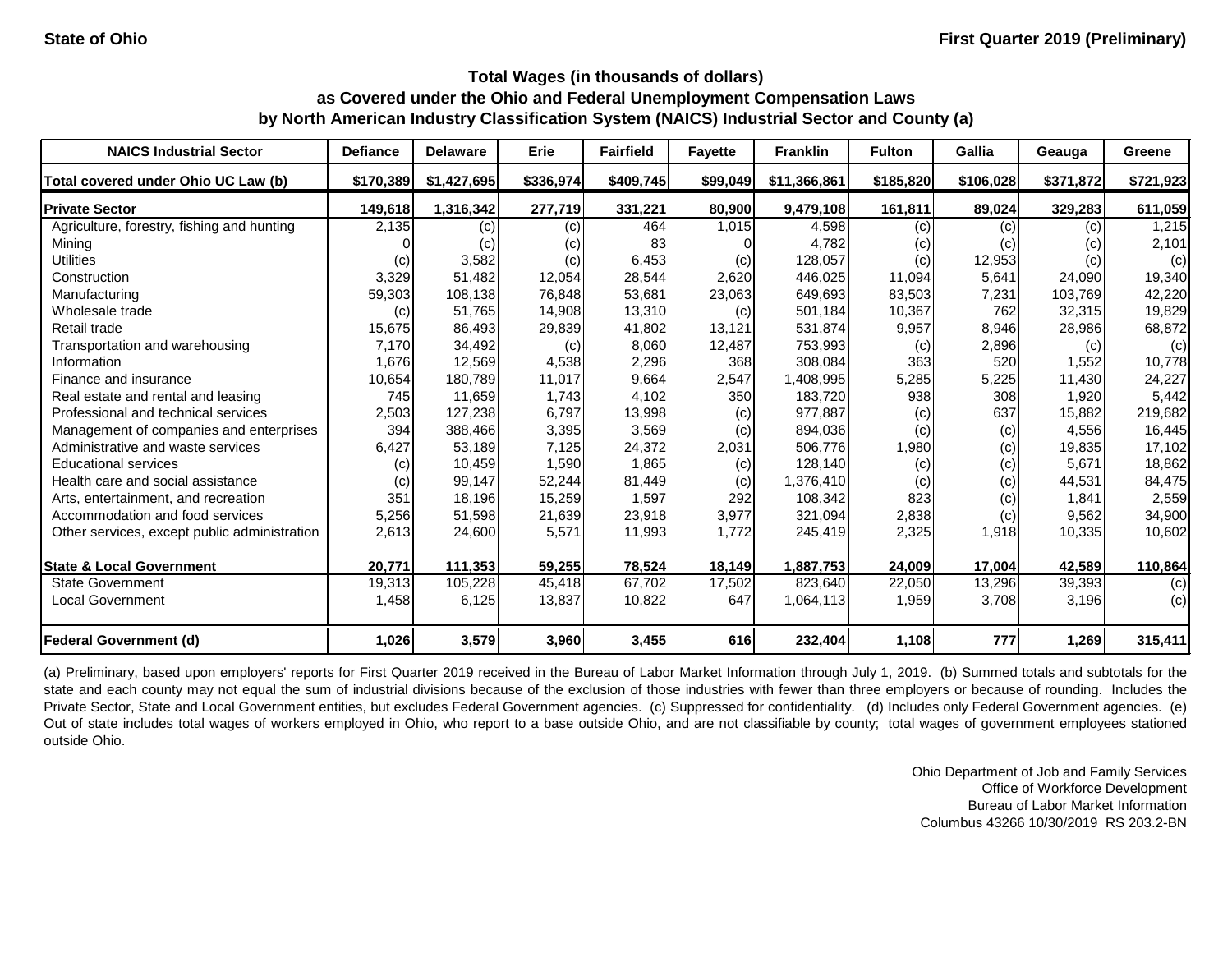State of Ohio — First Quarter 2019 (Preliminary)

## Total Wages (in thousands of dollars) as Covered under the Ohio and Federal Unemployment Compensation Laws by North American Industry Classification System (NAICS) Industrial Sector and County (a)

| NAICS Industrial Sector | Defiance | Delaware | Erie | Fairfield | Fayette | Franklin | Fulton | Gallia | Geauga | Greene |
|---|---|---|---|---|---|---|---|---|---|---|
| **Total covered under Ohio UC Law (b)** | **$170,389** | **$1,427,695** | **$336,974** | **$409,745** | **$99,049** | **$11,366,861** | **$185,820** | **$106,028** | **$371,872** | **$721,923** |
| **Private Sector** | **149,618** | **1,316,342** | **277,719** | **331,221** | **80,900** | **9,479,108** | **161,811** | **89,024** | **329,283** | **611,059** |
| Agriculture, forestry, fishing and hunting | 2,135 | (c) | (c) | 464 | 1,015 | 4,598 | (c) | (c) | (c) | 1,215 |
| Mining | 0 | (c) | (c) | 83 | 0 | 4,782 | (c) | (c) | (c) | 2,101 |
| Utilities | (c) | 3,582 | (c) | 6,453 | (c) | 128,057 | (c) | 12,953 | (c) | (c) |
| Construction | 3,329 | 51,482 | 12,054 | 28,544 | 2,620 | 446,025 | 11,094 | 5,641 | 24,090 | 19,340 |
| Manufacturing | 59,303 | 108,138 | 76,848 | 53,681 | 23,063 | 649,693 | 83,503 | 7,231 | 103,769 | 42,220 |
| Wholesale trade | (c) | 51,765 | 14,908 | 13,310 | (c) | 501,184 | 10,367 | 762 | 32,315 | 19,829 |
| Retail trade | 15,675 | 86,493 | 29,839 | 41,802 | 13,121 | 531,874 | 9,957 | 8,946 | 28,986 | 68,872 |
| Transportation and warehousing | 7,170 | 34,492 | (c) | 8,060 | 12,487 | 753,993 | (c) | 2,896 | (c) | (c) |
| Information | 1,676 | 12,569 | 4,538 | 2,296 | 368 | 308,084 | 363 | 520 | 1,552 | 10,778 |
| Finance and insurance | 10,654 | 180,789 | 11,017 | 9,664 | 2,547 | 1,408,995 | 5,285 | 5,225 | 11,430 | 24,227 |
| Real estate and rental and leasing | 745 | 11,659 | 1,743 | 4,102 | 350 | 183,720 | 938 | 308 | 1,920 | 5,442 |
| Professional and technical services | 2,503 | 127,238 | 6,797 | 13,998 | (c) | 977,887 | (c) | 637 | 15,882 | 219,682 |
| Management of companies and enterprises | 394 | 388,466 | 3,395 | 3,569 | (c) | 894,036 | (c) | (c) | 4,556 | 16,445 |
| Administrative and waste services | 6,427 | 53,189 | 7,125 | 24,372 | 2,031 | 506,776 | 1,980 | (c) | 19,835 | 17,102 |
| Educational services | (c) | 10,459 | 1,590 | 1,865 | (c) | 128,140 | (c) | (c) | 5,671 | 18,862 |
| Health care and social assistance | (c) | 99,147 | 52,244 | 81,449 | (c) | 1,376,410 | (c) | (c) | 44,531 | 84,475 |
| Arts, entertainment, and recreation | 351 | 18,196 | 15,259 | 1,597 | 292 | 108,342 | 823 | (c) | 1,841 | 2,559 |
| Accommodation and food services | 5,256 | 51,598 | 21,639 | 23,918 | 3,977 | 321,094 | 2,838 | (c) | 9,562 | 34,900 |
| Other services, except public administration | 2,613 | 24,600 | 5,571 | 11,993 | 1,772 | 245,419 | 2,325 | 1,918 | 10,335 | 10,602 |
| **State & Local Government** | **20,771** | **111,353** | **59,255** | **78,524** | **18,149** | **1,887,753** | **24,009** | **17,004** | **42,589** | **110,864** |
| State Government | 19,313 | 105,228 | 45,418 | 67,702 | 17,502 | 823,640 | 22,050 | 13,296 | 39,393 | (c) |
| Local Government | 1,458 | 6,125 | 13,837 | 10,822 | 647 | 1,064,113 | 1,959 | 3,708 | 3,196 | (c) |
| **Federal Government (d)** | **1,026** | **3,579** | **3,960** | **3,455** | **616** | **232,404** | **1,108** | **777** | **1,269** | **315,411** |

(a) Preliminary, based upon employers' reports for First Quarter 2019 received in the Bureau of Labor Market Information through July 1, 2019. (b) Summed totals and subtotals for the state and each county may not equal the sum of industrial divisions because of the exclusion of those industries with fewer than three employers or because of rounding. Includes the Private Sector, State and Local Government entities, but excludes Federal Government agencies. (c) Suppressed for confidentiality. (d) Includes only Federal Government agencies. (e) Out of state includes total wages of workers employed in Ohio, who report to a base outside Ohio, and are not classifiable by county; total wages of government employees stationed outside Ohio.

Ohio Department of Job and Family Services
Office of Workforce Development
Bureau of Labor Market Information
Columbus 43266 10/30/2019 RS 203.2-BN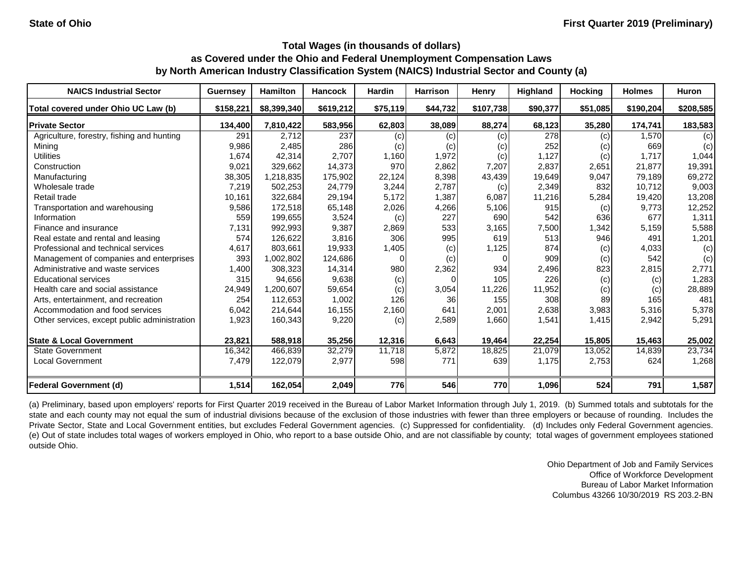State of Ohio

First Quarter 2019 (Preliminary)

## Total Wages (in thousands of dollars) as Covered under the Ohio and Federal Unemployment Compensation Laws by North American Industry Classification System (NAICS) Industrial Sector and County (a)

| NAICS Industrial Sector | Guernsey | Hamilton | Hancock | Hardin | Harrison | Henry | Highland | Hocking | Holmes | Huron |
|---|---|---|---|---|---|---|---|---|---|---|
| **Total covered under Ohio UC Law (b)** | **$158,221** | **$8,399,340** | **$619,212** | **$75,119** | **$44,732** | **$107,738** | **$90,377** | **$51,085** | **$190,204** | **$208,585** |
| **Private Sector** | **134,400** | **7,810,422** | **583,956** | **62,803** | **38,089** | **88,274** | **68,123** | **35,280** | **174,741** | **183,583** |
| Agriculture, forestry, fishing and hunting | 291 | 2,712 | 237 | (c) | (c) | (c) | 278 | (c) | 1,570 | (c) |
| Mining | 9,986 | 2,485 | 286 | (c) | (c) | (c) | 252 | (c) | 669 | (c) |
| Utilities | 1,674 | 42,314 | 2,707 | 1,160 | 1,972 | (c) | 1,127 | (c) | 1,717 | 1,044 |
| Construction | 9,021 | 329,662 | 14,373 | 970 | 2,862 | 7,207 | 2,837 | 2,651 | 21,877 | 19,391 |
| Manufacturing | 38,305 | 1,218,835 | 175,902 | 22,124 | 8,398 | 43,439 | 19,649 | 9,047 | 79,189 | 69,272 |
| Wholesale trade | 7,219 | 502,253 | 24,779 | 3,244 | 2,787 | (c) | 2,349 | 832 | 10,712 | 9,003 |
| Retail trade | 10,161 | 322,684 | 29,194 | 5,172 | 1,387 | 6,087 | 11,216 | 5,284 | 19,420 | 13,208 |
| Transportation and warehousing | 9,586 | 172,518 | 65,148 | 2,026 | 4,266 | 5,106 | 915 | (c) | 9,773 | 12,252 |
| Information | 559 | 199,655 | 3,524 | (c) | 227 | 690 | 542 | 636 | 677 | 1,311 |
| Finance and insurance | 7,131 | 992,993 | 9,387 | 2,869 | 533 | 3,165 | 7,500 | 1,342 | 5,159 | 5,588 |
| Real estate and rental and leasing | 574 | 126,622 | 3,816 | 306 | 995 | 619 | 513 | 946 | 491 | 1,201 |
| Professional and technical services | 4,617 | 803,661 | 19,933 | 1,405 | (c) | 1,125 | 874 | (c) | 4,033 | (c) |
| Management of companies and enterprises | 393 | 1,002,802 | 124,686 | 0 | (c) | 0 | 909 | (c) | 542 | (c) |
| Administrative and waste services | 1,400 | 308,323 | 14,314 | 980 | 2,362 | 934 | 2,496 | 823 | 2,815 | 2,771 |
| Educational services | 315 | 94,656 | 9,638 | (c) | 0 | 105 | 226 | (c) | (c) | 1,283 |
| Health care and social assistance | 24,949 | 1,200,607 | 59,654 | (c) | 3,054 | 11,226 | 11,952 | (c) | (c) | 28,889 |
| Arts, entertainment, and recreation | 254 | 112,653 | 1,002 | 126 | 36 | 155 | 308 | 89 | 165 | 481 |
| Accommodation and food services | 6,042 | 214,644 | 16,155 | 2,160 | 641 | 2,001 | 2,638 | 3,983 | 5,316 | 5,378 |
| Other services, except public administration | 1,923 | 160,343 | 9,220 | (c) | 2,589 | 1,660 | 1,541 | 1,415 | 2,942 | 5,291 |
| **State & Local Government** | **23,821** | **588,918** | **35,256** | **12,316** | **6,643** | **19,464** | **22,254** | **15,805** | **15,463** | **25,002** |
| State Government | 16,342 | 466,839 | 32,279 | 11,718 | 5,872 | 18,825 | 21,079 | 13,052 | 14,839 | 23,734 |
| Local Government | 7,479 | 122,079 | 2,977 | 598 | 771 | 639 | 1,175 | 2,753 | 624 | 1,268 |
| **Federal Government (d)** | **1,514** | **162,054** | **2,049** | **776** | **546** | **770** | **1,096** | **524** | **791** | **1,587** |

(a) Preliminary, based upon employers' reports for First Quarter 2019 received in the Bureau of Labor Market Information through July 1, 2019. (b) Summed totals and subtotals for the state and each county may not equal the sum of industrial divisions because of the exclusion of those industries with fewer than three employers or because of rounding. Includes the Private Sector, State and Local Government entities, but excludes Federal Government agencies. (c) Suppressed for confidentiality. (d) Includes only Federal Government agencies. (e) Out of state includes total wages of workers employed in Ohio, who report to a base outside Ohio, and are not classifiable by county; total wages of government employees stationed outside Ohio.

Ohio Department of Job and Family Services
Office of Workforce Development
Bureau of Labor Market Information
Columbus 43266 10/30/2019 RS 203.2-BN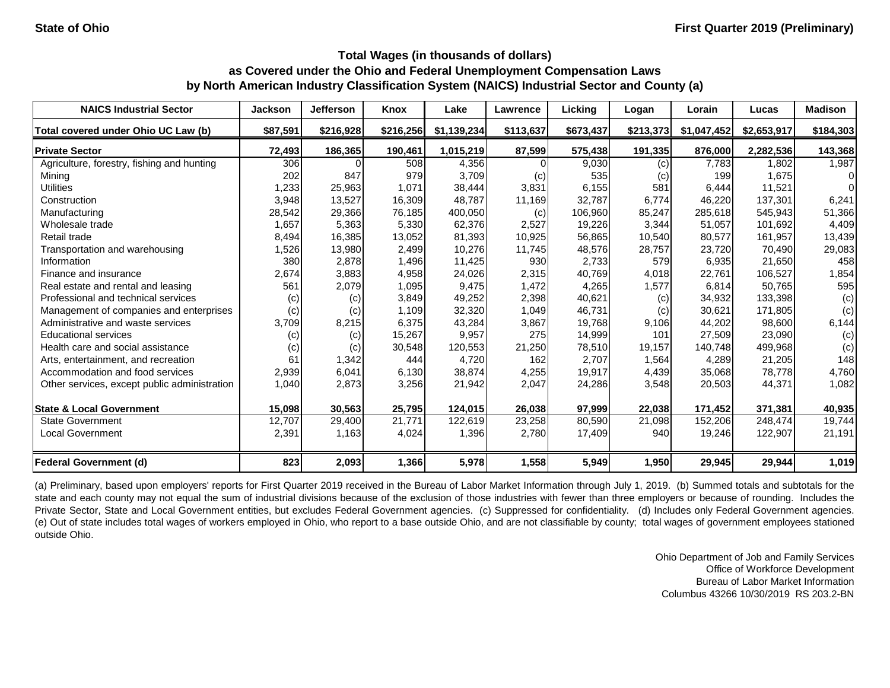State of Ohio

First Quarter 2019 (Preliminary)

## Total Wages (in thousands of dollars) as Covered under the Ohio and Federal Unemployment Compensation Laws by North American Industry Classification System (NAICS) Industrial Sector and County (a)

| NAICS Industrial Sector | Jackson | Jefferson | Knox | Lake | Lawrence | Licking | Logan | Lorain | Lucas | Madison |
|---|---|---|---|---|---|---|---|---|---|---|
| **Total covered under Ohio UC Law (b)** | **$87,591** | **$216,928** | **$216,256** | **$1,139,234** | **$113,637** | **$673,437** | **$213,373** | **$1,047,452** | **$2,653,917** | **$184,303** |
| **Private Sector** | **72,493** | **186,365** | **190,461** | **1,015,219** | **87,599** | **575,438** | **191,335** | **876,000** | **2,282,536** | **143,368** |
| Agriculture, forestry, fishing and hunting | 306 | 0 | 508 | 4,356 | 0 | 9,030 | (c) | 7,783 | 1,802 | 1,987 |
| Mining | 202 | 847 | 979 | 3,709 | (c) | 535 | (c) | 199 | 1,675 | 0 |
| Utilities | 1,233 | 25,963 | 1,071 | 38,444 | 3,831 | 6,155 | 581 | 6,444 | 11,521 | 0 |
| Construction | 3,948 | 13,527 | 16,309 | 48,787 | 11,169 | 32,787 | 6,774 | 46,220 | 137,301 | 6,241 |
| Manufacturing | 28,542 | 29,366 | 76,185 | 400,050 | (c) | 106,960 | 85,247 | 285,618 | 545,943 | 51,366 |
| Wholesale trade | 1,657 | 5,363 | 5,330 | 62,376 | 2,527 | 19,226 | 3,344 | 51,057 | 101,692 | 4,409 |
| Retail trade | 8,494 | 16,385 | 13,052 | 81,393 | 10,925 | 56,865 | 10,540 | 80,577 | 161,957 | 13,439 |
| Transportation and warehousing | 1,526 | 13,980 | 2,499 | 10,276 | 11,745 | 48,576 | 28,757 | 23,720 | 70,490 | 29,083 |
| Information | 380 | 2,878 | 1,496 | 11,425 | 930 | 2,733 | 579 | 6,935 | 21,650 | 458 |
| Finance and insurance | 2,674 | 3,883 | 4,958 | 24,026 | 2,315 | 40,769 | 4,018 | 22,761 | 106,527 | 1,854 |
| Real estate and rental and leasing | 561 | 2,079 | 1,095 | 9,475 | 1,472 | 4,265 | 1,577 | 6,814 | 50,765 | 595 |
| Professional and technical services | (c) | (c) | 3,849 | 49,252 | 2,398 | 40,621 | (c) | 34,932 | 133,398 | (c) |
| Management of companies and enterprises | (c) | (c) | 1,109 | 32,320 | 1,049 | 46,731 | (c) | 30,621 | 171,805 | (c) |
| Administrative and waste services | 3,709 | 8,215 | 6,375 | 43,284 | 3,867 | 19,768 | 9,106 | 44,202 | 98,600 | 6,144 |
| Educational services | (c) | (c) | 15,267 | 9,957 | 275 | 14,999 | 101 | 27,509 | 23,090 | (c) |
| Health care and social assistance | (c) | (c) | 30,548 | 120,553 | 21,250 | 78,510 | 19,157 | 140,748 | 499,968 | (c) |
| Arts, entertainment, and recreation | 61 | 1,342 | 444 | 4,720 | 162 | 2,707 | 1,564 | 4,289 | 21,205 | 148 |
| Accommodation and food services | 2,939 | 6,041 | 6,130 | 38,874 | 4,255 | 19,917 | 4,439 | 35,068 | 78,778 | 4,760 |
| Other services, except public administration | 1,040 | 2,873 | 3,256 | 21,942 | 2,047 | 24,286 | 3,548 | 20,503 | 44,371 | 1,082 |
| **State & Local Government** | **15,098** | **30,563** | **25,795** | **124,015** | **26,038** | **97,999** | **22,038** | **171,452** | **371,381** | **40,935** |
| State Government | 12,707 | 29,400 | 21,771 | 122,619 | 23,258 | 80,590 | 21,098 | 152,206 | 248,474 | 19,744 |
| Local Government | 2,391 | 1,163 | 4,024 | 1,396 | 2,780 | 17,409 | 940 | 19,246 | 122,907 | 21,191 |
| **Federal Government (d)** | **823** | **2,093** | **1,366** | **5,978** | **1,558** | **5,949** | **1,950** | **29,945** | **29,944** | **1,019** |

(a) Preliminary, based upon employers' reports for First Quarter 2019 received in the Bureau of Labor Market Information through July 1, 2019. (b) Summed totals and subtotals for the state and each county may not equal the sum of industrial divisions because of the exclusion of those industries with fewer than three employers or because of rounding. Includes the Private Sector, State and Local Government entities, but excludes Federal Government agencies. (c) Suppressed for confidentiality. (d) Includes only Federal Government agencies. (e) Out of state includes total wages of workers employed in Ohio, who report to a base outside Ohio, and are not classifiable by county; total wages of government employees stationed outside Ohio.

Ohio Department of Job and Family Services
Office of Workforce Development
Bureau of Labor Market Information
Columbus 43266 10/30/2019 RS 203.2-BN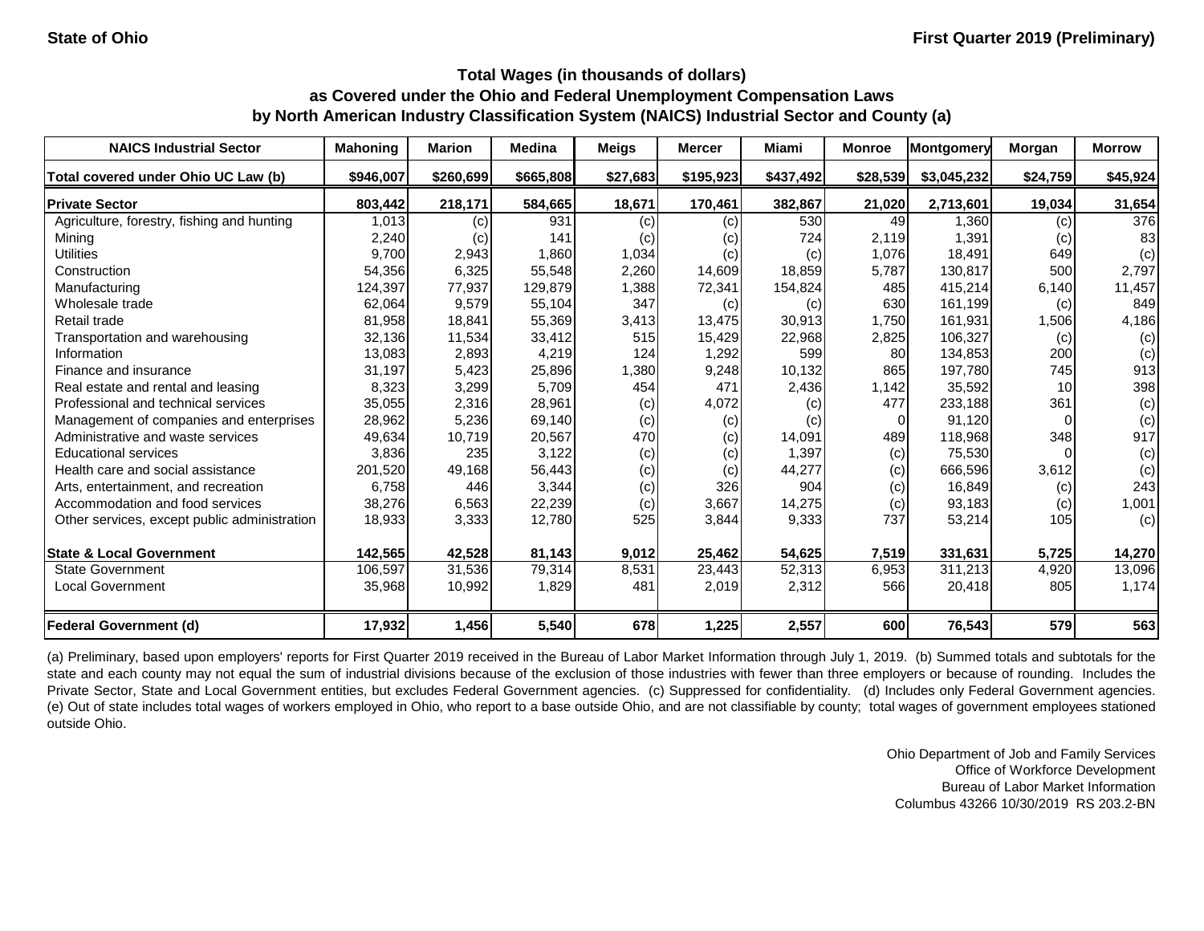**State of Ohio** **First Quarter 2019 (Preliminary)**

### Total Wages (in thousands of dollars) as Covered under the Ohio and Federal Unemployment Compensation Laws by North American Industry Classification System (NAICS) Industrial Sector and County (a)

| NAICS Industrial Sector | Mahoning | Marion | Medina | Meigs | Mercer | Miami | Monroe | Montgomery | Morgan | Morrow |
|---|---|---|---|---|---|---|---|---|---|---|
| **Total covered under Ohio UC Law (b)** | **$946,007** | **$260,699** | **$665,808** | **$27,683** | **$195,923** | **$437,492** | **$28,539** | **$3,045,232** | **$24,759** | **$45,924** |
| **Private Sector** | **803,442** | **218,171** | **584,665** | **18,671** | **170,461** | **382,867** | **21,020** | **2,713,601** | **19,034** | **31,654** |
| Agriculture, forestry, fishing and hunting | 1,013 | (c) | 931 | (c) | (c) | 530 | 49 | 1,360 | (c) | 376 |
| Mining | 2,240 | (c) | 141 | (c) | (c) | 724 | 2,119 | 1,391 | (c) | 83 |
| Utilities | 9,700 | 2,943 | 1,860 | 1,034 | (c) | (c) | 1,076 | 18,491 | 649 | (c) |
| Construction | 54,356 | 6,325 | 55,548 | 2,260 | 14,609 | 18,859 | 5,787 | 130,817 | 500 | 2,797 |
| Manufacturing | 124,397 | 77,937 | 129,879 | 1,388 | 72,341 | 154,824 | 485 | 415,214 | 6,140 | 11,457 |
| Wholesale trade | 62,064 | 9,579 | 55,104 | 347 | (c) | (c) | 630 | 161,199 | (c) | 849 |
| Retail trade | 81,958 | 18,841 | 55,369 | 3,413 | 13,475 | 30,913 | 1,750 | 161,931 | 1,506 | 4,186 |
| Transportation and warehousing | 32,136 | 11,534 | 33,412 | 515 | 15,429 | 22,968 | 2,825 | 106,327 | (c) | (c) |
| Information | 13,083 | 2,893 | 4,219 | 124 | 1,292 | 599 | 80 | 134,853 | 200 | (c) |
| Finance and insurance | 31,197 | 5,423 | 25,896 | 1,380 | 9,248 | 10,132 | 865 | 197,780 | 745 | 913 |
| Real estate and rental and leasing | 8,323 | 3,299 | 5,709 | 454 | 471 | 2,436 | 1,142 | 35,592 | 10 | 398 |
| Professional and technical services | 35,055 | 2,316 | 28,961 | (c) | 4,072 | (c) | 477 | 233,188 | 361 | (c) |
| Management of companies and enterprises | 28,962 | 5,236 | 69,140 | (c) | (c) | (c) | 0 | 91,120 | 0 | (c) |
| Administrative and waste services | 49,634 | 10,719 | 20,567 | 470 | (c) | 14,091 | 489 | 118,968 | 348 | 917 |
| Educational services | 3,836 | 235 | 3,122 | (c) | (c) | 1,397 | (c) | 75,530 | 0 | (c) |
| Health care and social assistance | 201,520 | 49,168 | 56,443 | (c) | (c) | 44,277 | (c) | 666,596 | 3,612 | (c) |
| Arts, entertainment, and recreation | 6,758 | 446 | 3,344 | (c) | 326 | 904 | (c) | 16,849 | (c) | 243 |
| Accommodation and food services | 38,276 | 6,563 | 22,239 | (c) | 3,667 | 14,275 | (c) | 93,183 | (c) | 1,001 |
| Other services, except public administration | 18,933 | 3,333 | 12,780 | 525 | 3,844 | 9,333 | 737 | 53,214 | 105 | (c) |
| **State & Local Government** | **142,565** | **42,528** | **81,143** | **9,012** | **25,462** | **54,625** | **7,519** | **331,631** | **5,725** | **14,270** |
| State Government | 106,597 | 31,536 | 79,314 | 8,531 | 23,443 | 52,313 | 6,953 | 311,213 | 4,920 | 13,096 |
| Local Government | 35,968 | 10,992 | 1,829 | 481 | 2,019 | 2,312 | 566 | 20,418 | 805 | 1,174 |
| **Federal Government (d)** | **17,932** | **1,456** | **5,540** | **678** | **1,225** | **2,557** | **600** | **76,543** | **579** | **563** |

(a) Preliminary, based upon employers' reports for First Quarter 2019 received in the Bureau of Labor Market Information through July 1, 2019. (b) Summed totals and subtotals for the state and each county may not equal the sum of industrial divisions because of the exclusion of those industries with fewer than three employers or because of rounding. Includes the Private Sector, State and Local Government entities, but excludes Federal Government agencies. (c) Suppressed for confidentiality. (d) Includes only Federal Government agencies. (e) Out of state includes total wages of workers employed in Ohio, who report to a base outside Ohio, and are not classifiable by county; total wages of government employees stationed outside Ohio.

Ohio Department of Job and Family Services
Office of Workforce Development
Bureau of Labor Market Information
Columbus 43266 10/30/2019 RS 203.2-BN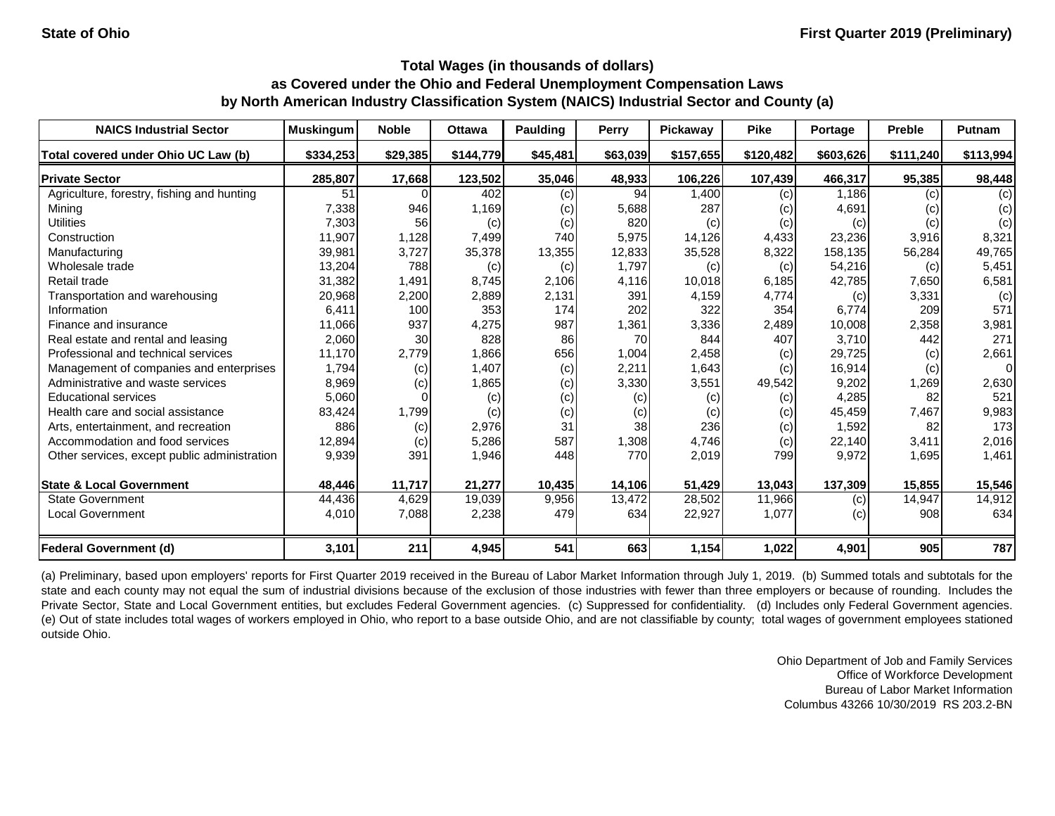State of Ohio

First Quarter 2019 (Preliminary)

**Total Wages (in thousands of dollars)**
**as Covered under the Ohio and Federal Unemployment Compensation Laws**
**by North American Industry Classification System (NAICS) Industrial Sector and County (a)**

| NAICS Industrial Sector | Muskingum | Noble | Ottawa | Paulding | Perry | Pickaway | Pike | Portage | Preble | Putnam |
|---|---|---|---|---|---|---|---|---|---|---|
| **Total covered under Ohio UC Law (b)** | **$334,253** | **$29,385** | **$144,779** | **$45,481** | **$63,039** | **$157,655** | **$120,482** | **$603,626** | **$111,240** | **$113,994** |
| **Private Sector** | **285,807** | **17,668** | **123,502** | **35,046** | **48,933** | **106,226** | **107,439** | **466,317** | **95,385** | **98,448** |
| Agriculture, forestry, fishing and hunting | 51 | 0 | 402 | (c) | 94 | 1,400 | (c) | 1,186 | (c) | (c) |
| Mining | 7,338 | 946 | 1,169 | (c) | 5,688 | 287 | (c) | 4,691 | (c) | (c) |
| Utilities | 7,303 | 56 | (c) | (c) | 820 | (c) | (c) | (c) | (c) | (c) |
| Construction | 11,907 | 1,128 | 7,499 | 740 | 5,975 | 14,126 | 4,433 | 23,236 | 3,916 | 8,321 |
| Manufacturing | 39,981 | 3,727 | 35,378 | 13,355 | 12,833 | 35,528 | 8,322 | 158,135 | 56,284 | 49,765 |
| Wholesale trade | 13,204 | 788 | (c) | (c) | 1,797 | (c) | (c) | 54,216 | (c) | 5,451 |
| Retail trade | 31,382 | 1,491 | 8,745 | 2,106 | 4,116 | 10,018 | 6,185 | 42,785 | 7,650 | 6,581 |
| Transportation and warehousing | 20,968 | 2,200 | 2,889 | 2,131 | 391 | 4,159 | 4,774 | (c) | 3,331 | (c) |
| Information | 6,411 | 100 | 353 | 174 | 202 | 322 | 354 | 6,774 | 209 | 571 |
| Finance and insurance | 11,066 | 937 | 4,275 | 987 | 1,361 | 3,336 | 2,489 | 10,008 | 2,358 | 3,981 |
| Real estate and rental and leasing | 2,060 | 30 | 828 | 86 | 70 | 844 | 407 | 3,710 | 442 | 271 |
| Professional and technical services | 11,170 | 2,779 | 1,866 | 656 | 1,004 | 2,458 | (c) | 29,725 | (c) | 2,661 |
| Management of companies and enterprises | 1,794 | (c) | 1,407 | (c) | 2,211 | 1,643 | (c) | 16,914 | (c) | 0 |
| Administrative and waste services | 8,969 | (c) | 1,865 | (c) | 3,330 | 3,551 | 49,542 | 9,202 | 1,269 | 2,630 |
| Educational services | 5,060 | 0 | (c) | (c) | (c) | (c) | (c) | 4,285 | 82 | 521 |
| Health care and social assistance | 83,424 | 1,799 | (c) | (c) | (c) | (c) | (c) | 45,459 | 7,467 | 9,983 |
| Arts, entertainment, and recreation | 886 | (c) | 2,976 | 31 | 38 | 236 | (c) | 1,592 | 82 | 173 |
| Accommodation and food services | 12,894 | (c) | 5,286 | 587 | 1,308 | 4,746 | (c) | 22,140 | 3,411 | 2,016 |
| Other services, except public administration | 9,939 | 391 | 1,946 | 448 | 770 | 2,019 | 799 | 9,972 | 1,695 | 1,461 |
| **State & Local Government** | **48,446** | **11,717** | **21,277** | **10,435** | **14,106** | **51,429** | **13,043** | **137,309** | **15,855** | **15,546** |
| State Government | 44,436 | 4,629 | 19,039 | 9,956 | 13,472 | 28,502 | 11,966 | (c) | 14,947 | 14,912 |
| Local Government | 4,010 | 7,088 | 2,238 | 479 | 634 | 22,927 | 1,077 | (c) | 908 | 634 |
| **Federal Government (d)** | **3,101** | **211** | **4,945** | **541** | **663** | **1,154** | **1,022** | **4,901** | **905** | **787** |

(a) Preliminary, based upon employers' reports for First Quarter 2019 received in the Bureau of Labor Market Information through July 1, 2019. (b) Summed totals and subtotals for the state and each county may not equal the sum of industrial divisions because of the exclusion of those industries with fewer than three employers or because of rounding. Includes the Private Sector, State and Local Government entities, but excludes Federal Government agencies. (c) Suppressed for confidentiality. (d) Includes only Federal Government agencies. (e) Out of state includes total wages of workers employed in Ohio, who report to a base outside Ohio, and are not classifiable by county; total wages of government employees stationed outside Ohio.

Ohio Department of Job and Family Services
Office of Workforce Development
Bureau of Labor Market Information
Columbus 43266 10/30/2019 RS 203.2-BN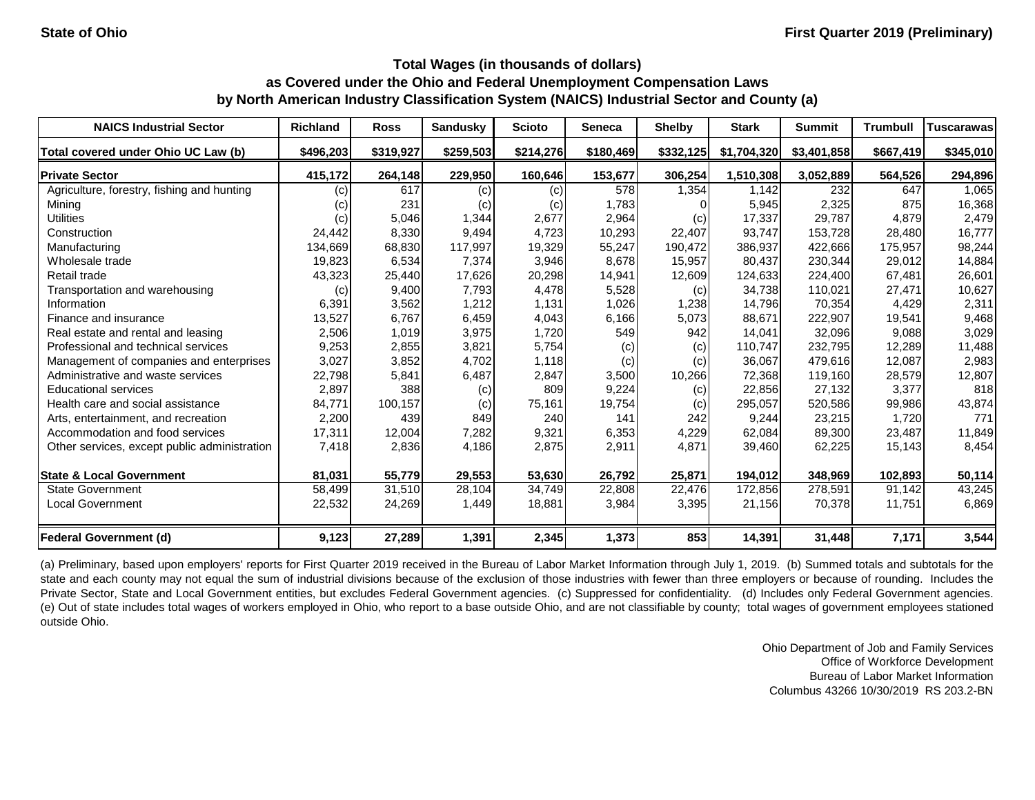State of Ohio

First Quarter 2019 (Preliminary)

## Total Wages (in thousands of dollars)
## as Covered under the Ohio and Federal Unemployment Compensation Laws
## by North American Industry Classification System (NAICS) Industrial Sector and County (a)

| NAICS Industrial Sector | Richland | Ross | Sandusky | Scioto | Seneca | Shelby | Stark | Summit | Trumbull | Tuscarawas |
|---|---|---|---|---|---|---|---|---|---|---|
| Total covered under Ohio UC Law (b) | $496,203 | $319,927 | $259,503 | $214,276 | $180,469 | $332,125 | $1,704,320 | $3,401,858 | $667,419 | $345,010 |
| **Private Sector** | **415,172** | **264,148** | **229,950** | **160,646** | **153,677** | **306,254** | **1,510,308** | **3,052,889** | **564,526** | **294,896** |
| Agriculture, forestry, fishing and hunting | (c) | 617 | (c) | (c) | 578 | 1,354 | 1,142 | 232 | 647 | 1,065 |
| Mining | (c) | 231 | (c) | (c) | 1,783 | 0 | 5,945 | 2,325 | 875 | 16,368 |
| Utilities | (c) | 5,046 | 1,344 | 2,677 | 2,964 | (c) | 17,337 | 29,787 | 4,879 | 2,479 |
| Construction | 24,442 | 8,330 | 9,494 | 4,723 | 10,293 | 22,407 | 93,747 | 153,728 | 28,480 | 16,777 |
| Manufacturing | 134,669 | 68,830 | 117,997 | 19,329 | 55,247 | 190,472 | 386,937 | 422,666 | 175,957 | 98,244 |
| Wholesale trade | 19,823 | 6,534 | 7,374 | 3,946 | 8,678 | 15,957 | 80,437 | 230,344 | 29,012 | 14,884 |
| Retail trade | 43,323 | 25,440 | 17,626 | 20,298 | 14,941 | 12,609 | 124,633 | 224,400 | 67,481 | 26,601 |
| Transportation and warehousing | (c) | 9,400 | 7,793 | 4,478 | 5,528 | (c) | 34,738 | 110,021 | 27,471 | 10,627 |
| Information | 6,391 | 3,562 | 1,212 | 1,131 | 1,026 | 1,238 | 14,796 | 70,354 | 4,429 | 2,311 |
| Finance and insurance | 13,527 | 6,767 | 6,459 | 4,043 | 6,166 | 5,073 | 88,671 | 222,907 | 19,541 | 9,468 |
| Real estate and rental and leasing | 2,506 | 1,019 | 3,975 | 1,720 | 549 | 942 | 14,041 | 32,096 | 9,088 | 3,029 |
| Professional and technical services | 9,253 | 2,855 | 3,821 | 5,754 | (c) | (c) | 110,747 | 232,795 | 12,289 | 11,488 |
| Management of companies and enterprises | 3,027 | 3,852 | 4,702 | 1,118 | (c) | (c) | 36,067 | 479,616 | 12,087 | 2,983 |
| Administrative and waste services | 22,798 | 5,841 | 6,487 | 2,847 | 3,500 | 10,266 | 72,368 | 119,160 | 28,579 | 12,807 |
| Educational services | 2,897 | 388 | (c) | 809 | 9,224 | (c) | 22,856 | 27,132 | 3,377 | 818 |
| Health care and social assistance | 84,771 | 100,157 | (c) | 75,161 | 19,754 | (c) | 295,057 | 520,586 | 99,986 | 43,874 |
| Arts, entertainment, and recreation | 2,200 | 439 | 849 | 240 | 141 | 242 | 9,244 | 23,215 | 1,720 | 771 |
| Accommodation and food services | 17,311 | 12,004 | 7,282 | 9,321 | 6,353 | 4,229 | 62,084 | 89,300 | 23,487 | 11,849 |
| Other services, except public administration | 7,418 | 2,836 | 4,186 | 2,875 | 2,911 | 4,871 | 39,460 | 62,225 | 15,143 | 8,454 |
| **State & Local Government** | **81,031** | **55,779** | **29,553** | **53,630** | **26,792** | **25,871** | **194,012** | **348,969** | **102,893** | **50,114** |
| State Government | 58,499 | 31,510 | 28,104 | 34,749 | 22,808 | 22,476 | 172,856 | 278,591 | 91,142 | 43,245 |
| Local Government | 22,532 | 24,269 | 1,449 | 18,881 | 3,984 | 3,395 | 21,156 | 70,378 | 11,751 | 6,869 |
| **Federal Government (d)** | **9,123** | **27,289** | **1,391** | **2,345** | **1,373** | **853** | **14,391** | **31,448** | **7,171** | **3,544** |

(a) Preliminary, based upon employers' reports for First Quarter 2019 received in the Bureau of Labor Market Information through July 1, 2019. (b) Summed totals and subtotals for the state and each county may not equal the sum of industrial divisions because of the exclusion of those industries with fewer than three employers or because of rounding. Includes the Private Sector, State and Local Government entities, but excludes Federal Government agencies. (c) Suppressed for confidentiality. (d) Includes only Federal Government agencies. (e) Out of state includes total wages of workers employed in Ohio, who report to a base outside Ohio, and are not classifiable by county; total wages of government employees stationed outside Ohio.

Ohio Department of Job and Family Services
Office of Workforce Development
Bureau of Labor Market Information
Columbus 43266 10/30/2019 RS 203.2-BN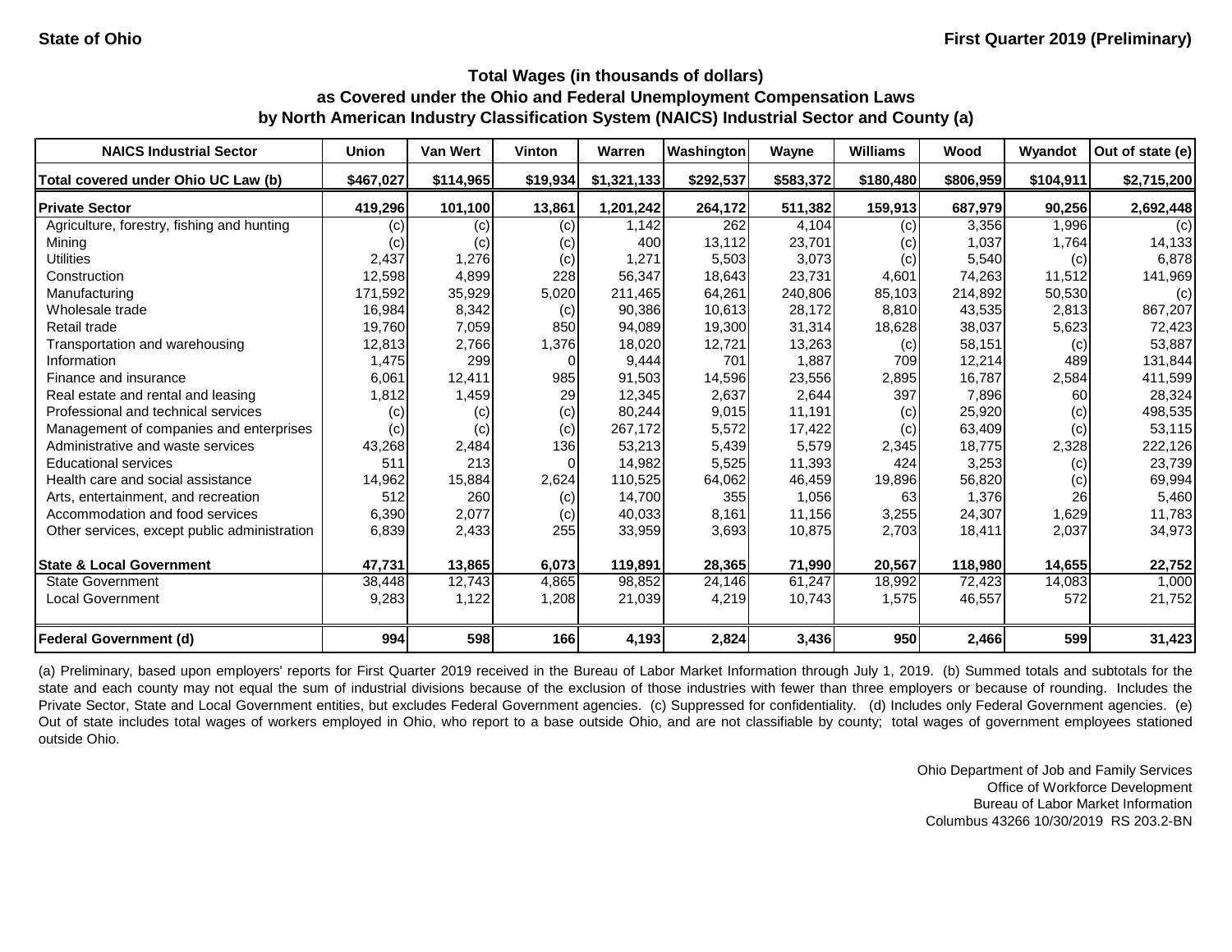State of Ohio

First Quarter 2019 (Preliminary)

## Total Wages (in thousands of dollars) as Covered under the Ohio and Federal Unemployment Compensation Laws by North American Industry Classification System (NAICS) Industrial Sector and County (a)

| NAICS Industrial Sector | Union | Van Wert | Vinton | Warren | Washington | Wayne | Williams | Wood | Wyandot | Out of state (e) |
|---|---|---|---|---|---|---|---|---|---|---|
| **Total covered under Ohio UC Law (b)** | **$467,027** | **$114,965** | **$19,934** | **$1,321,133** | **$292,537** | **$583,372** | **$180,480** | **$806,959** | **$104,911** | **$2,715,200** |
| **Private Sector** | **419,296** | **101,100** | **13,861** | **1,201,242** | **264,172** | **511,382** | **159,913** | **687,979** | **90,256** | **2,692,448** |
| Agriculture, forestry, fishing and hunting | (c) | (c) | (c) | 1,142 | 262 | 4,104 | (c) | 3,356 | 1,996 | (c) |
| Mining | (c) | (c) | (c) | 400 | 13,112 | 23,701 | (c) | 1,037 | 1,764 | 14,133 |
| Utilities | 2,437 | 1,276 | (c) | 1,271 | 5,503 | 3,073 | (c) | 5,540 | (c) | 6,878 |
| Construction | 12,598 | 4,899 | 228 | 56,347 | 18,643 | 23,731 | 4,601 | 74,263 | 11,512 | 141,969 |
| Manufacturing | 171,592 | 35,929 | 5,020 | 211,465 | 64,261 | 240,806 | 85,103 | 214,892 | 50,530 | (c) |
| Wholesale trade | 16,984 | 8,342 | (c) | 90,386 | 10,613 | 28,172 | 8,810 | 43,535 | 2,813 | 867,207 |
| Retail trade | 19,760 | 7,059 | 850 | 94,089 | 19,300 | 31,314 | 18,628 | 38,037 | 5,623 | 72,423 |
| Transportation and warehousing | 12,813 | 2,766 | 1,376 | 18,020 | 12,721 | 13,263 | (c) | 58,151 | (c) | 53,887 |
| Information | 1,475 | 299 | 0 | 9,444 | 701 | 1,887 | 709 | 12,214 | 489 | 131,844 |
| Finance and insurance | 6,061 | 12,411 | 985 | 91,503 | 14,596 | 23,556 | 2,895 | 16,787 | 2,584 | 411,599 |
| Real estate and rental and leasing | 1,812 | 1,459 | 29 | 12,345 | 2,637 | 2,644 | 397 | 7,896 | 60 | 28,324 |
| Professional and technical services | (c) | (c) | (c) | 80,244 | 9,015 | 11,191 | (c) | 25,920 | (c) | 498,535 |
| Management of companies and enterprises | (c) | (c) | (c) | 267,172 | 5,572 | 17,422 | (c) | 63,409 | (c) | 53,115 |
| Administrative and waste services | 43,268 | 2,484 | 136 | 53,213 | 5,439 | 5,579 | 2,345 | 18,775 | 2,328 | 222,126 |
| Educational services | 511 | 213 | 0 | 14,982 | 5,525 | 11,393 | 424 | 3,253 | (c) | 23,739 |
| Health care and social assistance | 14,962 | 15,884 | 2,624 | 110,525 | 64,062 | 46,459 | 19,896 | 56,820 | (c) | 69,994 |
| Arts, entertainment, and recreation | 512 | 260 | (c) | 14,700 | 355 | 1,056 | 63 | 1,376 | 26 | 5,460 |
| Accommodation and food services | 6,390 | 2,077 | (c) | 40,033 | 8,161 | 11,156 | 3,255 | 24,307 | 1,629 | 11,783 |
| Other services, except public administration | 6,839 | 2,433 | 255 | 33,959 | 3,693 | 10,875 | 2,703 | 18,411 | 2,037 | 34,973 |
| **State & Local Government** | **47,731** | **13,865** | **6,073** | **119,891** | **28,365** | **71,990** | **20,567** | **118,980** | **14,655** | **22,752** |
| State Government | 38,448 | 12,743 | 4,865 | 98,852 | 24,146 | 61,247 | 18,992 | 72,423 | 14,083 | 1,000 |
| Local Government | 9,283 | 1,122 | 1,208 | 21,039 | 4,219 | 10,743 | 1,575 | 46,557 | 572 | 21,752 |
| **Federal Government (d)** | **994** | **598** | **166** | **4,193** | **2,824** | **3,436** | **950** | **2,466** | **599** | **31,423** |

(a) Preliminary, based upon employers' reports for First Quarter 2019 received in the Bureau of Labor Market Information through July 1, 2019. (b) Summed totals and subtotals for the state and each county may not equal the sum of industrial divisions because of the exclusion of those industries with fewer than three employers or because of rounding. Includes the Private Sector, State and Local Government entities, but excludes Federal Government agencies. (c) Suppressed for confidentiality. (d) Includes only Federal Government agencies. (e) Out of state includes total wages of workers employed in Ohio, who report to a base outside Ohio, and are not classifiable by county; total wages of government employees stationed outside Ohio.

Ohio Department of Job and Family Services
Office of Workforce Development
Bureau of Labor Market Information
Columbus 43266 10/30/2019 RS 203.2-BN